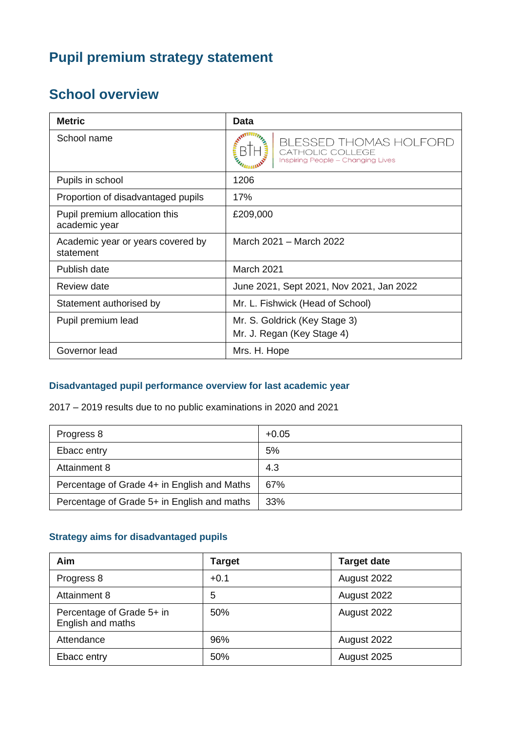# Pupil premium strategy statement

## School overview

| Metric | Data |
|---|---|
| School name | BLESSED THOMAS HOLFORD CATHOLIC COLLEGE Inspiring People – Changing Lives |
| Pupils in school | 1206 |
| Proportion of disadvantaged pupils | 17% |
| Pupil premium allocation this academic year | £209,000 |
| Academic year or years covered by statement | March 2021 – March 2022 |
| Publish date | March 2021 |
| Review date | June 2021, Sept 2021, Nov 2021, Jan 2022 |
| Statement authorised by | Mr. L. Fishwick (Head of School) |
| Pupil premium lead | Mr. S. Goldrick (Key Stage 3)<br>Mr. J. Regan (Key Stage 4) |
| Governor lead | Mrs. H. Hope |

### Disadvantaged pupil performance overview for last academic year

2017 – 2019 results due to no public examinations in 2020 and 2021

| | |
|---|---|
| Progress 8 | +0.05 |
| Ebacc entry | 5% |
| Attainment 8 | 4.3 |
| Percentage of Grade 4+ in English and Maths | 67% |
| Percentage of Grade 5+ in English and maths | 33% |

### Strategy aims for disadvantaged pupils

| Aim | Target | Target date |
|---|---|---|
| Progress 8 | +0.1 | August 2022 |
| Attainment 8 | 5 | August 2022 |
| Percentage of Grade 5+ in English and maths | 50% | August 2022 |
| Attendance | 96% | August 2022 |
| Ebacc entry | 50% | August 2025 |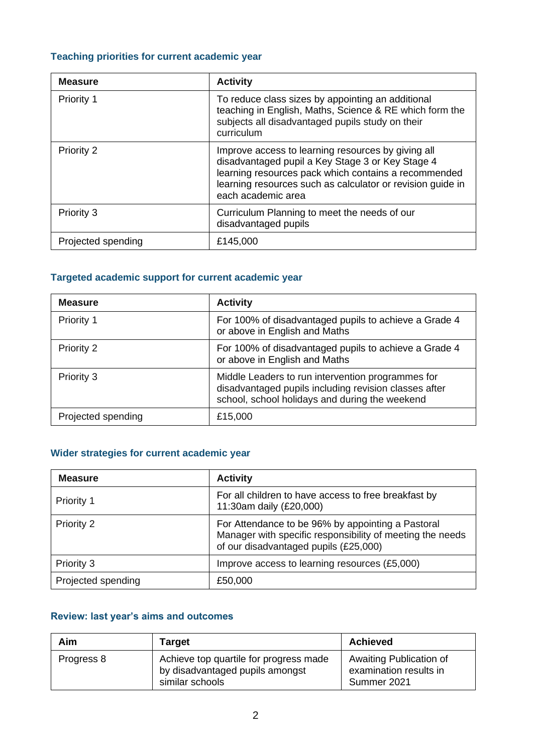### Teaching priorities for current academic year

| Measure | Activity |
|---|---|
| Priority 1 | To reduce class sizes by appointing an additional teaching in English, Maths, Science & RE which form the subjects all disadvantaged pupils study on their curriculum |
| Priority 2 | Improve access to learning resources by giving all disadvantaged pupil a Key Stage 3 or Key Stage 4 learning resources pack which contains a recommended learning resources such as calculator or revision guide in each academic area |
| Priority 3 | Curriculum Planning to meet the needs of our disadvantaged pupils |
| Projected spending | £145,000 |

### Targeted academic support for current academic year

| Measure | Activity |
|---|---|
| Priority 1 | For 100% of disadvantaged pupils to achieve a Grade 4 or above in English and Maths |
| Priority 2 | For 100% of disadvantaged pupils to achieve a Grade 4 or above in English and Maths |
| Priority 3 | Middle Leaders to run intervention programmes for disadvantaged pupils including revision classes after school, school holidays and during the weekend |
| Projected spending | £15,000 |

### Wider strategies for current academic year

| Measure | Activity |
|---|---|
| Priority 1 | For all children to have access to free breakfast by 11:30am daily (£20,000) |
| Priority 2 | For Attendance to be 96% by appointing a Pastoral Manager with specific responsibility of meeting the needs of our disadvantaged pupils (£25,000) |
| Priority 3 | Improve access to learning resources (£5,000) |
| Projected spending | £50,000 |

### Review: last year's aims and outcomes

| Aim | Target | Achieved |
|---|---|---|
| Progress 8 | Achieve top quartile for progress made by disadvantaged pupils amongst similar schools | Awaiting Publication of examination results in Summer 2021 |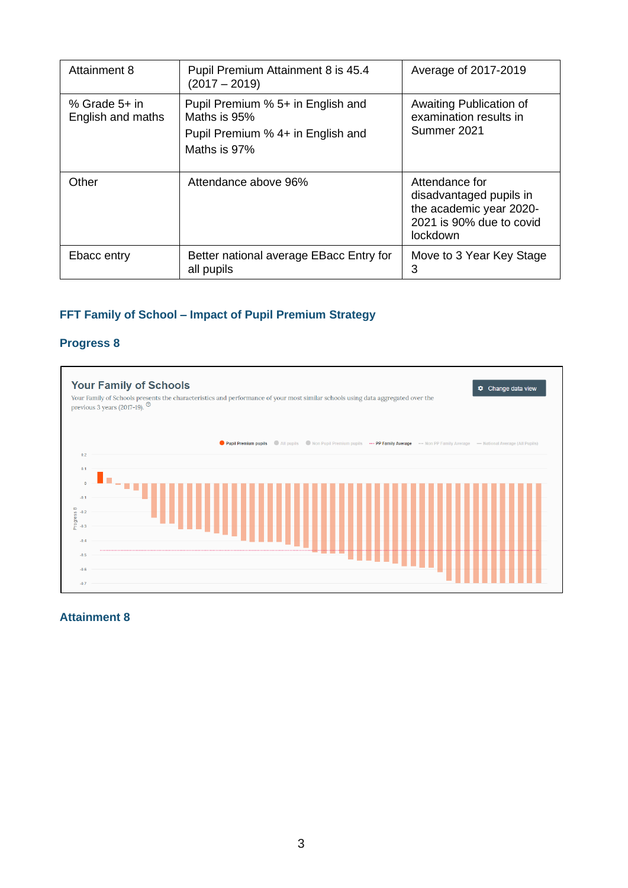| Attainment 8 | Pupil Premium Attainment 8 is 45.4 (2017 – 2019) | Average of 2017-2019 |
|---|---|---|
| % Grade 5+ in English and maths | Pupil Premium % 5+ in English and Maths is 95%<br>Pupil Premium % 4+ in English and Maths is 97% | Awaiting Publication of examination results in Summer 2021 |
| Other | Attendance above 96% | Attendance for disadvantaged pupils in the academic year 2020-2021 is 90% due to covid lockdown |
| Ebacc entry | Better national average EBacc Entry for all pupils | Move to 3 Year Key Stage 3 |

## FFT Family of School – Impact of Pupil Premium Strategy

### Progress 8

### Attainment 8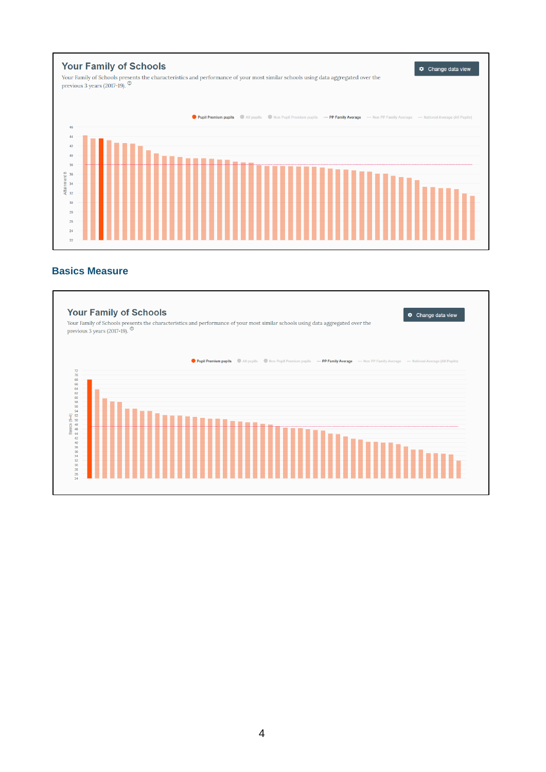## Your Family of Schools

Your Family of Schools presents the characteristics and performance of your most similar schools using data aggregated over the previous 3 years (2017-19).

Change data view

Pupil Premium pupils · All pupils · Non Pupil Premium pupils · PP Family Average · Non PP Family Average · National Average (All Pupils)

Attainment 8

46
44
42
40
38
36
34
32
30
28
26
24
22

## Basics Measure

## Your Family of Schools

Your Family of Schools presents the characteristics and performance of your most similar schools using data aggregated over the previous 3 years (2017-19).

Change data view

Pupil Premium pupils · All pupils · Non Pupil Premium pupils · PP Family Average · Non PP Family Average · National Average (All Pupils)

Basics (9-4)

72
70
68
66
64
62
60
58
56
54
52
50
48
46
44
42
40
38
36
34
32
30
28
26
24